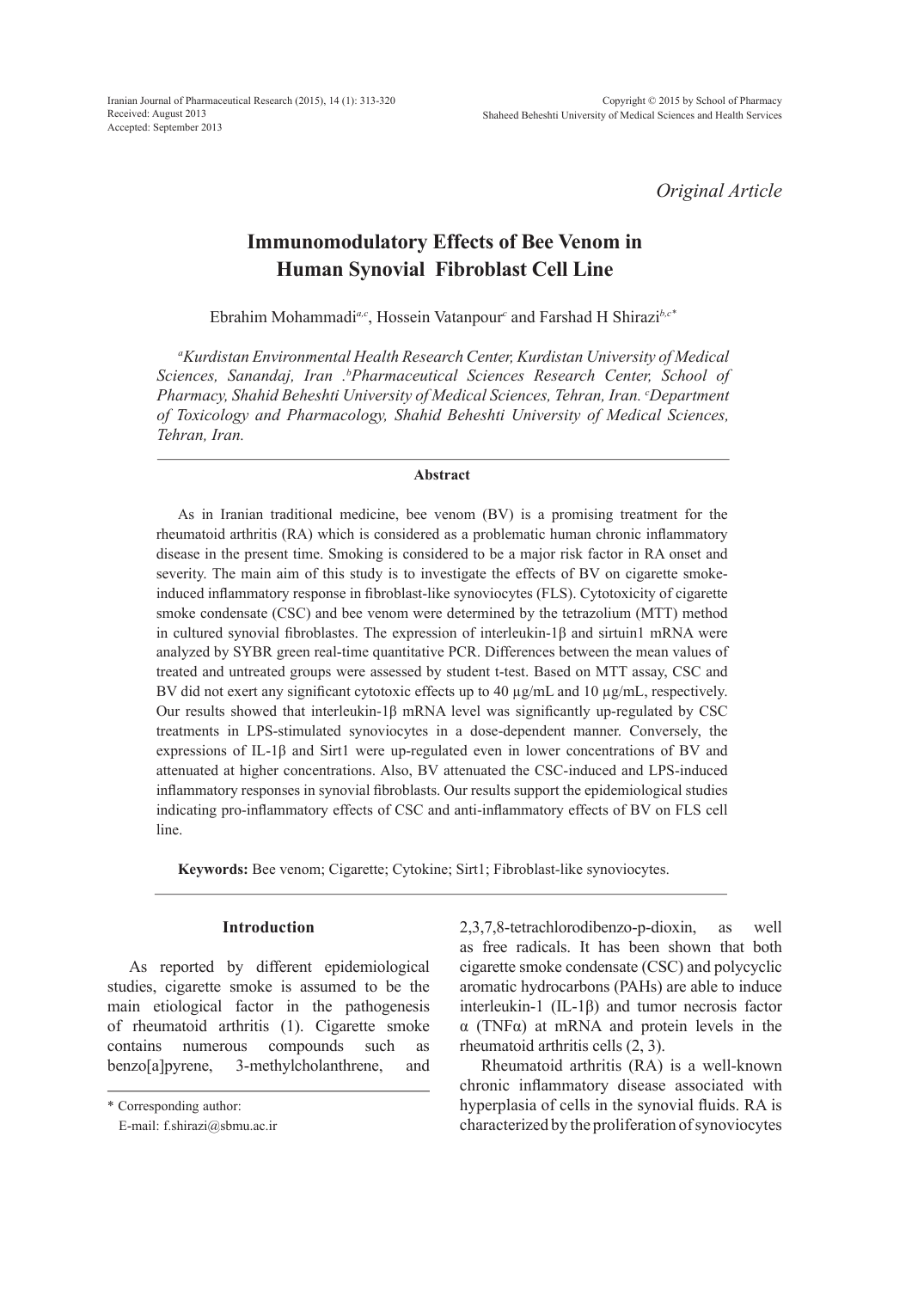*Original Article*

# Immunomodulatory Effects of Bee Venom in Human Synovial Fibroblast Cell Line

Ebrahim Mohammadi[a,c], Hossein Vatanpour[c] and Farshad H Shirazi[b,c*]

*[a]Kurdistan Environmental Health Research Center, Kurdistan University of Medical Sciences, Sanandaj, Iran .[b]Pharmaceutical Sciences Research Center, School of Pharmacy, Shahid Beheshti University of Medical Sciences, Tehran, Iran. [c]Department of Toxicology and Pharmacology, Shahid Beheshti University of Medical Sciences, Tehran, Iran.*

## Abstract

As in Iranian traditional medicine, bee venom (BV) is a promising treatment for the rheumatoid arthritis (RA) which is considered as a problematic human chronic inflammatory disease in the present time. Smoking is considered to be a major risk factor in RA onset and severity. The main aim of this study is to investigate the effects of BV on cigarette smoke-induced inflammatory response in fibroblast-like synoviocytes (FLS). Cytotoxicity of cigarette smoke condensate (CSC) and bee venom were determined by the tetrazolium (MTT) method in cultured synovial fibroblastes. The expression of interleukin-1β and sirtuin1 mRNA were analyzed by SYBR green real-time quantitative PCR. Differences between the mean values of treated and untreated groups were assessed by student t-test. Based on MTT assay, CSC and BV did not exert any significant cytotoxic effects up to 40 µg/mL and 10 µg/mL, respectively. Our results showed that interleukin-1β mRNA level was significantly up-regulated by CSC treatments in LPS-stimulated synoviocytes in a dose-dependent manner. Conversely, the expressions of IL-1β and Sirt1 were up-regulated even in lower concentrations of BV and attenuated at higher concentrations. Also, BV attenuated the CSC-induced and LPS-induced inflammatory responses in synovial fibroblasts. Our results support the epidemiological studies indicating pro-inflammatory effects of CSC and anti-inflammatory effects of BV on FLS cell line.

**Keywords:** Bee venom; Cigarette; Cytokine; Sirt1; Fibroblast-like synoviocytes.

## Introduction

As reported by different epidemiological studies, cigarette smoke is assumed to be the main etiological factor in the pathogenesis of rheumatoid arthritis (1). Cigarette smoke contains numerous compounds such as benzo[a]pyrene, 3-methylcholanthrene, and 2,3,7,8-tetrachlorodibenzo-p-dioxin, as well as free radicals. It has been shown that both cigarette smoke condensate (CSC) and polycyclic aromatic hydrocarbons (PAHs) are able to induce interleukin-1 (IL-1β) and tumor necrosis factor α (TNFα) at mRNA and protein levels in the rheumatoid arthritis cells (2, 3).

Rheumatoid arthritis (RA) is a well-known chronic inflammatory disease associated with hyperplasia of cells in the synovial fluids. RA is characterized by the proliferation of synoviocytes

\* Corresponding author:
E-mail: f.shirazi@sbmu.ac.ir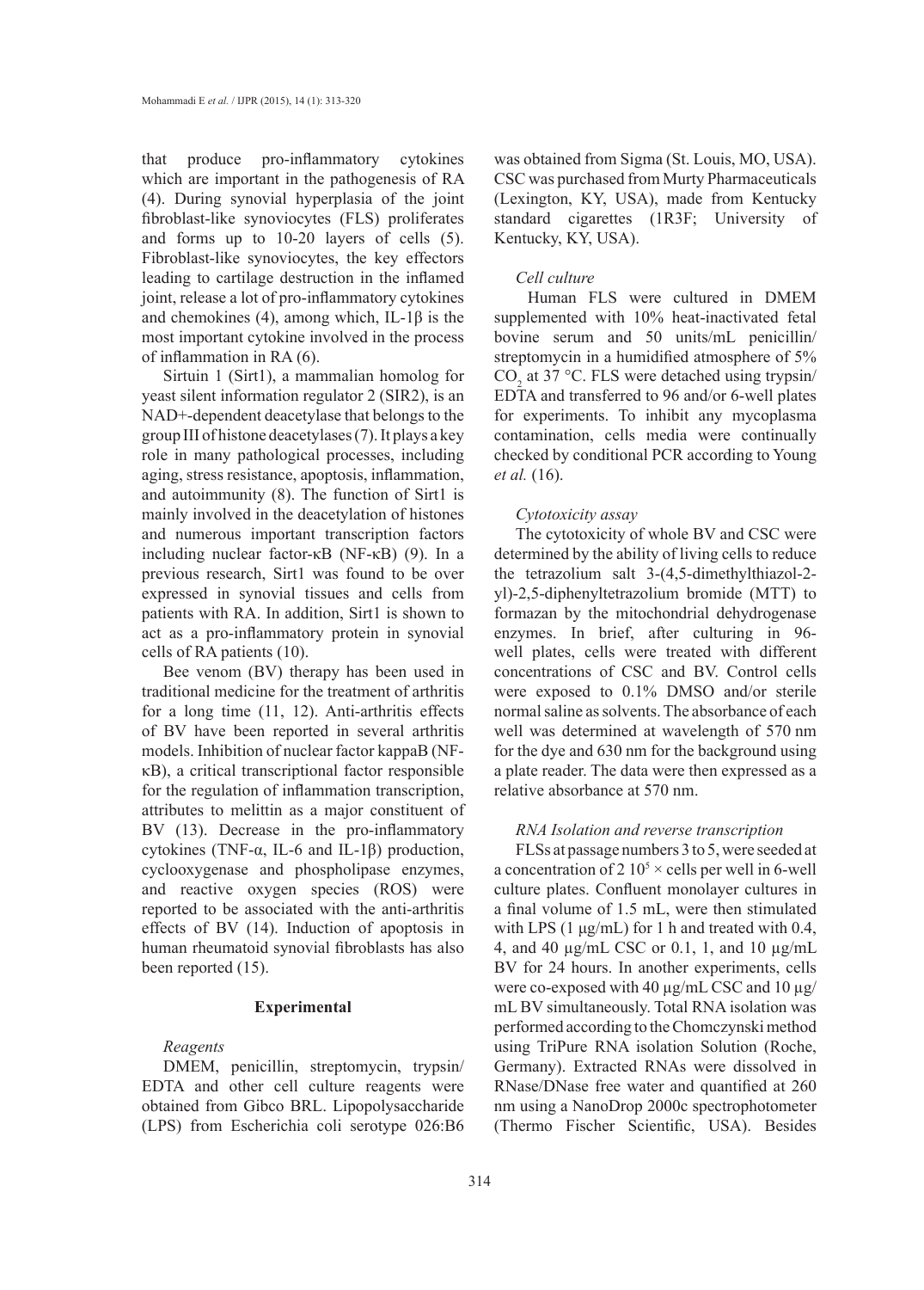that produce pro-inflammatory cytokines which are important in the pathogenesis of RA (4). During synovial hyperplasia of the joint fibroblast-like synoviocytes (FLS) proliferates and forms up to 10-20 layers of cells (5). Fibroblast-like synoviocytes, the key effectors leading to cartilage destruction in the inflamed joint, release a lot of pro-inflammatory cytokines and chemokines (4), among which, IL-1β is the most important cytokine involved in the process of inflammation in RA (6).

Sirtuin 1 (Sirt1), a mammalian homolog for yeast silent information regulator 2 (SIR2), is an NAD+-dependent deacetylase that belongs to the group III of histone deacetylases (7). It plays a key role in many pathological processes, including aging, stress resistance, apoptosis, inflammation, and autoimmunity (8). The function of Sirt1 is mainly involved in the deacetylation of histones and numerous important transcription factors including nuclear factor-κB (NF-κB) (9). In a previous research, Sirt1 was found to be over expressed in synovial tissues and cells from patients with RA. In addition, Sirt1 is shown to act as a pro-inflammatory protein in synovial cells of RA patients (10).

Bee venom (BV) therapy has been used in traditional medicine for the treatment of arthritis for a long time (11, 12). Anti-arthritis effects of BV have been reported in several arthritis models. Inhibition of nuclear factor kappaB (NF-κB), a critical transcriptional factor responsible for the regulation of inflammation transcription, attributes to melittin as a major constituent of BV (13). Decrease in the pro-inflammatory cytokines (TNF-α, IL-6 and IL-1β) production, cyclooxygenase and phospholipase enzymes, and reactive oxygen species (ROS) were reported to be associated with the anti-arthritis effects of BV (14). Induction of apoptosis in human rheumatoid synovial fibroblasts has also been reported (15).

## Experimental

### *Reagents*

DMEM, penicillin, streptomycin, trypsin/EDTA and other cell culture reagents were obtained from Gibco BRL. Lipopolysaccharide (LPS) from Escherichia coli serotype 026:B6 was obtained from Sigma (St. Louis, MO, USA). CSC was purchased from Murty Pharmaceuticals (Lexington, KY, USA), made from Kentucky standard cigarettes (1R3F; University of Kentucky, KY, USA).

### *Cell culture*

Human FLS were cultured in DMEM supplemented with 10% heat-inactivated fetal bovine serum and 50 units/mL penicillin/streptomycin in a humidified atmosphere of 5% $CO_2$ at 37 °C. FLS were detached using trypsin/EDTA and transferred to 96 and/or 6-well plates for experiments. To inhibit any mycoplasma contamination, cells media were continually checked by conditional PCR according to Young *et al.* (16).

### *Cytotoxicity assay*

The cytotoxicity of whole BV and CSC were determined by the ability of living cells to reduce the tetrazolium salt 3-(4,5-dimethylthiazol-2-yl)-2,5-diphenyltetrazolium bromide (MTT) to formazan by the mitochondrial dehydrogenase enzymes. In brief, after culturing in 96-well plates, cells were treated with different concentrations of CSC and BV. Control cells were exposed to 0.1% DMSO and/or sterile normal saline as solvents. The absorbance of each well was determined at wavelength of 570 nm for the dye and 630 nm for the background using a plate reader. The data were then expressed as a relative absorbance at 570 nm.

### *RNA Isolation and reverse transcription*

FLSs at passage numbers 3 to 5, were seeded at a concentration of $2\ 10^5 \times$ cells per well in 6-well culture plates. Confluent monolayer cultures in a final volume of 1.5 mL, were then stimulated with LPS (1 µg/mL) for 1 h and treated with 0.4, 4, and 40 µg/mL CSC or 0.1, 1, and 10 µg/mL BV for 24 hours. In another experiments, cells were co-exposed with 40 µg/mL CSC and 10 µg/mL BV simultaneously. Total RNA isolation was performed according to the Chomczynski method using TriPure RNA isolation Solution (Roche, Germany). Extracted RNAs were dissolved in RNase/DNase free water and quantified at 260 nm using a NanoDrop 2000c spectrophotometer (Thermo Fischer Scientific, USA). Besides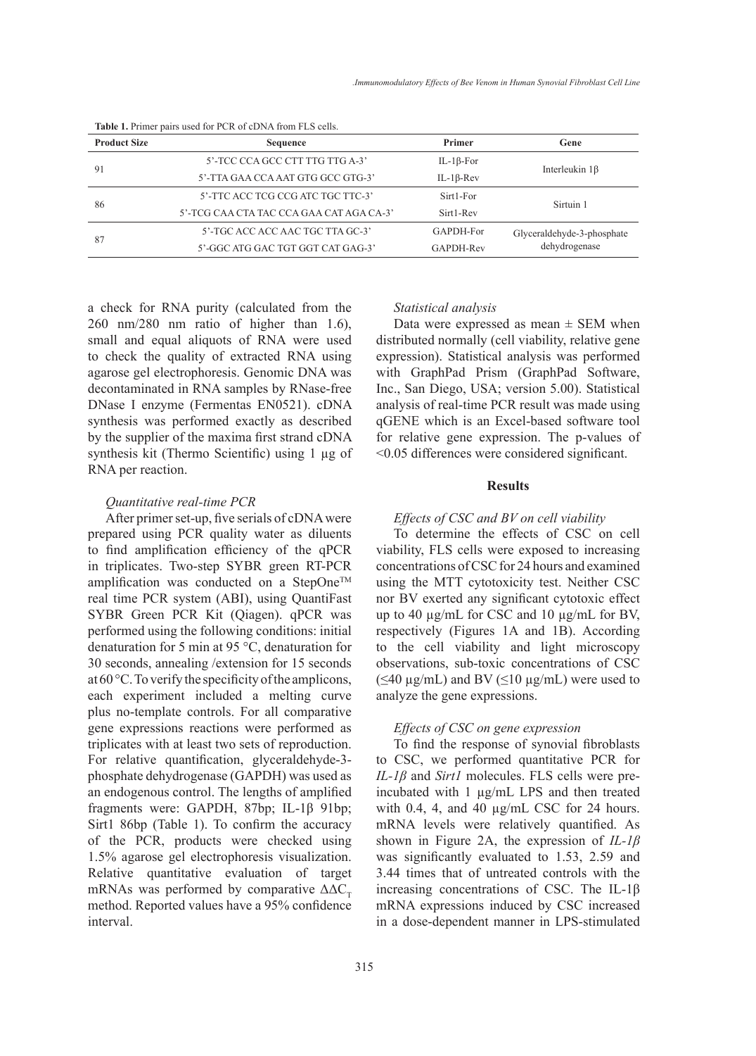**Table 1.** Primer pairs used for PCR of cDNA from FLS cells.

| Product Size | Sequence | Primer | Gene |
|---|---|---|---|
| 91 | 5'-TCC CCA GCC CTT TTG TTG A-3' | IL-1β-For | Interleukin 1β |
| | 5'-TTA GAA CCA AAT GTG GCC GTG-3' | IL-1β-Rev | |
| 86 | 5'-TTC ACC TCG CCG ATC TGC TTC-3' | Sirt1-For | Sirtuin 1 |
| | 5'-TCG CAA CTA TAC CCA GAA CAT AGA CA-3' | Sirt1-Rev | |
| 87 | 5'-TGC ACC ACC AAC TGC TTA GC-3' | GAPDH-For | Glyceraldehyde-3-phosphate dehydrogenase |
| | 5'-GGC ATG GAC TGT GGT CAT GAG-3' | GAPDH-Rev | |

a check for RNA purity (calculated from the 260 nm/280 nm ratio of higher than 1.6), small and equal aliquots of RNA were used to check the quality of extracted RNA using agarose gel electrophoresis. Genomic DNA was decontaminated in RNA samples by RNase-free DNase I enzyme (Fermentas EN0521). cDNA synthesis was performed exactly as described by the supplier of the maxima first strand cDNA synthesis kit (Thermo Scientific) using 1 µg of RNA per reaction.

*Quantitative real-time PCR*

After primer set-up, five serials of cDNA were prepared using PCR quality water as diluents to find amplification efficiency of the qPCR in triplicates. Two-step SYBR green RT-PCR amplification was conducted on a StepOne™ real time PCR system (ABI), using QuantiFast SYBR Green PCR Kit (Qiagen). qPCR was performed using the following conditions: initial denaturation for 5 min at 95 °C, denaturation for 30 seconds, annealing /extension for 15 seconds at 60 °C. To verify the specificity of the amplicons, each experiment included a melting curve plus no-template controls. For all comparative gene expressions reactions were performed as triplicates with at least two sets of reproduction. For relative quantification, glyceraldehyde-3-phosphate dehydrogenase (GAPDH) was used as an endogenous control. The lengths of amplified fragments were: GAPDH, 87bp; IL-1β 91bp; Sirt1 86bp (Table 1). To confirm the accuracy of the PCR, products were checked using 1.5% agarose gel electrophoresis visualization. Relative quantitative evaluation of target mRNAs was performed by comparative $\Delta\Delta C_T$ method. Reported values have a 95% confidence interval.

*Statistical analysis*

Data were expressed as mean ± SEM when distributed normally (cell viability, relative gene expression). Statistical analysis was performed with GraphPad Prism (GraphPad Software, Inc., San Diego, USA; version 5.00). Statistical analysis of real-time PCR result was made using qGENE which is an Excel-based software tool for relative gene expression. The p-values of <0.05 differences were considered significant.

## Results

*Effects of CSC and BV on cell viability*

To determine the effects of CSC on cell viability, FLS cells were exposed to increasing concentrations of CSC for 24 hours and examined using the MTT cytotoxicity test. Neither CSC nor BV exerted any significant cytotoxic effect up to 40 µg/mL for CSC and 10 µg/mL for BV, respectively (Figures 1A and 1B). According to the cell viability and light microscopy observations, sub-toxic concentrations of CSC (≤40 µg/mL) and BV (≤10 µg/mL) were used to analyze the gene expressions.

*Effects of CSC on gene expression*

To find the response of synovial fibroblasts to CSC, we performed quantitative PCR for *IL-1β* and *Sirt1* molecules. FLS cells were pre-incubated with 1 µg/mL LPS and then treated with 0.4, 4, and 40 µg/mL CSC for 24 hours. mRNA levels were relatively quantified. As shown in Figure 2A, the expression of *IL-1β* was significantly evaluated to 1.53, 2.59 and 3.44 times that of untreated controls with the increasing concentrations of CSC. The IL-1β mRNA expressions induced by CSC increased in a dose-dependent manner in LPS-stimulated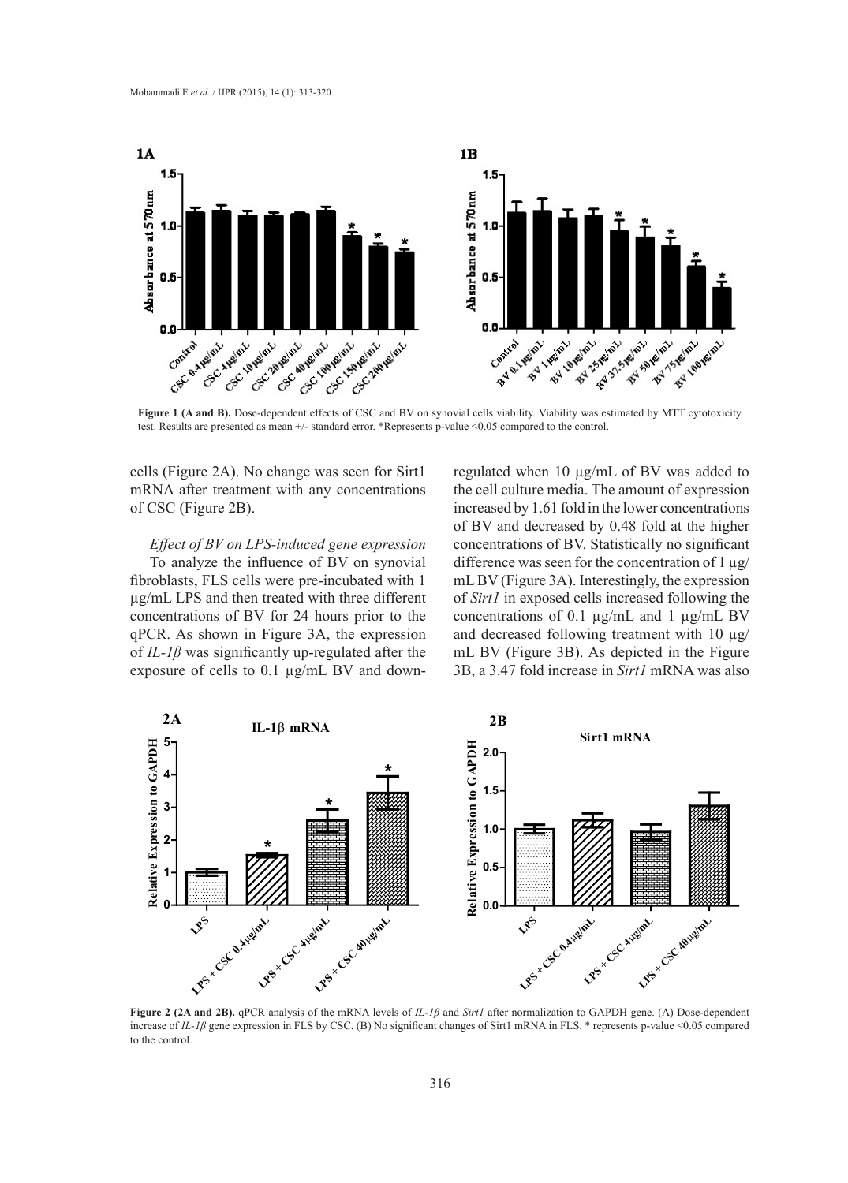**Figure 1 (A and B).** Dose-dependent effects of CSC and BV on synovial cells viability. Viability was estimated by MTT cytotoxicity test. Results are presented as mean +/- standard error. *Represents p-value <0.05 compared to the control.

cells (Figure 2A). No change was seen for Sirt1 mRNA after treatment with any concentrations of CSC (Figure 2B).

*Effect of BV on LPS-induced gene expression*

To analyze the influence of BV on synovial fibroblasts, FLS cells were pre-incubated with 1 µg/mL LPS and then treated with three different concentrations of BV for 24 hours prior to the qPCR. As shown in Figure 3A, the expression of *IL-1β* was significantly up-regulated after the exposure of cells to 0.1 µg/mL BV and down-regulated when 10 µg/mL of BV was added to the cell culture media. The amount of expression increased by 1.61 fold in the lower concentrations of BV and decreased by 0.48 fold at the higher concentrations of BV. Statistically no significant difference was seen for the concentration of 1 µg/mL BV (Figure 3A). Interestingly, the expression of *Sirt1* in exposed cells increased following the concentrations of 0.1 µg/mL and 1 µg/mL BV and decreased following treatment with 10 µg/mL BV (Figure 3B). As depicted in the Figure 3B, a 3.47 fold increase in *Sirt1* mRNA was also

**Figure 2 (2A and 2B).** qPCR analysis of the mRNA levels of *IL-1β* and *Sirt1* after normalization to GAPDH gene. (A) Dose-dependent increase of *IL-1β* gene expression in FLS by CSC. (B) No significant changes of Sirt1 mRNA in FLS. * represents p-value <0.05 compared to the control.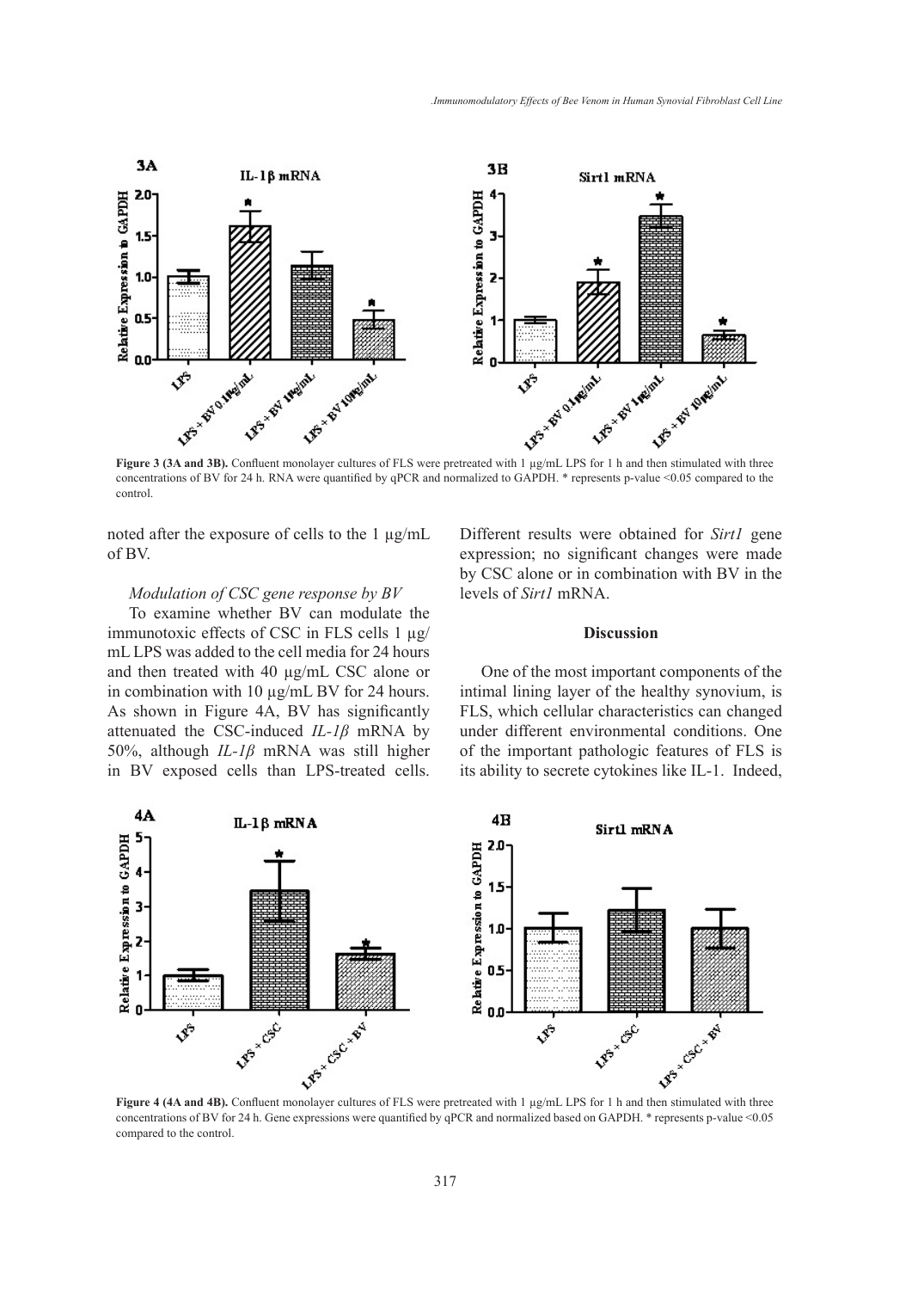**Figure 3 (3A and 3B).** Confluent monolayer cultures of FLS were pretreated with 1 µg/mL LPS for 1 h and then stimulated with three concentrations of BV for 24 h. RNA were quantified by qPCR and normalized to GAPDH. * represents p-value <0.05 compared to the control.

noted after the exposure of cells to the 1 µg/mL of BV.

*Modulation of CSC gene response by BV*

To examine whether BV can modulate the immunotoxic effects of CSC in FLS cells 1 µg/mL LPS was added to the cell media for 24 hours and then treated with 40 µg/mL CSC alone or in combination with 10 µg/mL BV for 24 hours. As shown in Figure 4A, BV has significantly attenuated the CSC-induced *IL-1β* mRNA by 50%, although *IL-1β* mRNA was still higher in BV exposed cells than LPS-treated cells. Different results were obtained for *Sirt1* gene expression; no significant changes were made by CSC alone or in combination with BV in the levels of *Sirt1* mRNA.

## Discussion

One of the most important components of the intimal lining layer of the healthy synovium, is FLS, which cellular characteristics can changed under different environmental conditions. One of the important pathologic features of FLS is its ability to secrete cytokines like IL-1. Indeed,

**Figure 4 (4A and 4B).** Confluent monolayer cultures of FLS were pretreated with 1 µg/mL LPS for 1 h and then stimulated with three concentrations of BV for 24 h. Gene expressions were quantified by qPCR and normalized based on GAPDH. * represents p-value <0.05 compared to the control.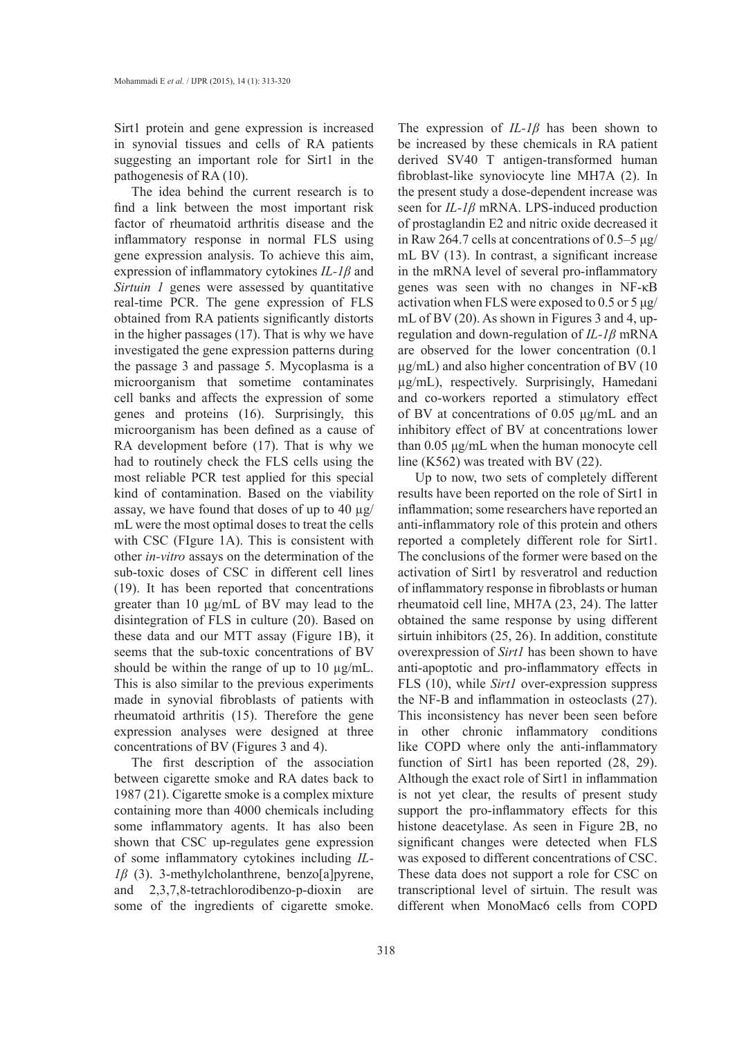Sirt1 protein and gene expression is increased in synovial tissues and cells of RA patients suggesting an important role for Sirt1 in the pathogenesis of RA (10).

The idea behind the current research is to find a link between the most important risk factor of rheumatoid arthritis disease and the inflammatory response in normal FLS using gene expression analysis. To achieve this aim, expression of inflammatory cytokines *IL-1β* and *Sirtuin 1* genes were assessed by quantitative real-time PCR. The gene expression of FLS obtained from RA patients significantly distorts in the higher passages (17). That is why we have investigated the gene expression patterns during the passage 3 and passage 5. Mycoplasma is a microorganism that sometime contaminates cell banks and affects the expression of some genes and proteins (16). Surprisingly, this microorganism has been defined as a cause of RA development before (17). That is why we had to routinely check the FLS cells using the most reliable PCR test applied for this special kind of contamination. Based on the viability assay, we have found that doses of up to 40 μg/mL were the most optimal doses to treat the cells with CSC (FIgure 1A). This is consistent with other *in-vitro* assays on the determination of the sub-toxic doses of CSC in different cell lines (19). It has been reported that concentrations greater than 10 μg/mL of BV may lead to the disintegration of FLS in culture (20). Based on these data and our MTT assay (Figure 1B), it seems that the sub-toxic concentrations of BV should be within the range of up to 10 μg/mL. This is also similar to the previous experiments made in synovial fibroblasts of patients with rheumatoid arthritis (15). Therefore the gene expression analyses were designed at three concentrations of BV (Figures 3 and 4).

The first description of the association between cigarette smoke and RA dates back to 1987 (21). Cigarette smoke is a complex mixture containing more than 4000 chemicals including some inflammatory agents. It has also been shown that CSC up-regulates gene expression of some inflammatory cytokines including *IL-1β* (3). 3-methylcholanthrene, benzo[a]pyrene, and 2,3,7,8-tetrachlorodibenzo-p-dioxin are some of the ingredients of cigarette smoke. The expression of *IL-1β* has been shown to be increased by these chemicals in RA patient derived SV40 T antigen-transformed human fibroblast-like synoviocyte line MH7A (2). In the present study a dose-dependent increase was seen for *IL-1β* mRNA. LPS-induced production of prostaglandin E2 and nitric oxide decreased it in Raw 264.7 cells at concentrations of 0.5–5 μg/mL BV (13). In contrast, a significant increase in the mRNA level of several pro-inflammatory genes was seen with no changes in NF-κB activation when FLS were exposed to 0.5 or 5 μg/mL of BV (20). As shown in Figures 3 and 4, up-regulation and down-regulation of *IL-1β* mRNA are observed for the lower concentration (0.1 μg/mL) and also higher concentration of BV (10 μg/mL), respectively. Surprisingly, Hamedani and co-workers reported a stimulatory effect of BV at concentrations of 0.05 μg/mL and an inhibitory effect of BV at concentrations lower than 0.05 μg/mL when the human monocyte cell line (K562) was treated with BV (22).

Up to now, two sets of completely different results have been reported on the role of Sirt1 in inflammation; some researchers have reported an anti-inflammatory role of this protein and others reported a completely different role for Sirt1. The conclusions of the former were based on the activation of Sirt1 by resveratrol and reduction of inflammatory response in fibroblasts or human rheumatoid cell line, MH7A (23, 24). The latter obtained the same response by using different sirtuin inhibitors (25, 26). In addition, constitute overexpression of *Sirt1* has been shown to have anti-apoptotic and pro-inflammatory effects in FLS (10), while *Sirt1* over-expression suppress the NF-B and inflammation in osteoclasts (27). This inconsistency has never been seen before in other chronic inflammatory conditions like COPD where only the anti-inflammatory function of Sirt1 has been reported (28, 29). Although the exact role of Sirt1 in inflammation is not yet clear, the results of present study support the pro-inflammatory effects for this histone deacetylase. As seen in Figure 2B, no significant changes were detected when FLS was exposed to different concentrations of CSC. These data does not support a role for CSC on transcriptional level of sirtuin. The result was different when MonoMac6 cells from COPD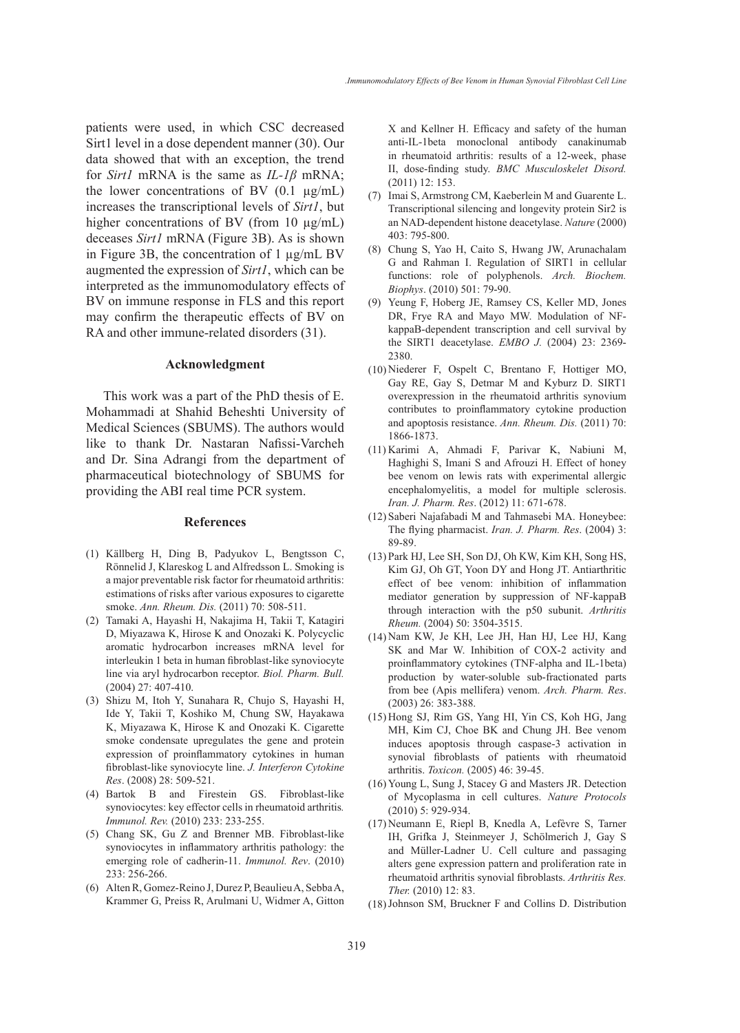patients were used, in which CSC decreased Sirt1 level in a dose dependent manner (30). Our data showed that with an exception, the trend for *Sirt1* mRNA is the same as *IL-1β* mRNA; the lower concentrations of BV (0.1 µg/mL) increases the transcriptional levels of *Sirt1*, but higher concentrations of BV (from 10 µg/mL) deceases *Sirt1* mRNA (Figure 3B). As is shown in Figure 3B, the concentration of 1 µg/mL BV augmented the expression of *Sirt1*, which can be interpreted as the immunomodulatory effects of BV on immune response in FLS and this report may confirm the therapeutic effects of BV on RA and other immune-related disorders (31).

## Acknowledgment

This work was a part of the PhD thesis of E. Mohammadi at Shahid Beheshti University of Medical Sciences (SBUMS). The authors would like to thank Dr. Nastaran Nafissi-Varcheh and Dr. Sina Adrangi from the department of pharmaceutical biotechnology of SBUMS for providing the ABI real time PCR system.

## References

(1) Källberg H, Ding B, Padyukov L, Bengtsson C, Rönnelid J, Klareskog L and Alfredsson L. Smoking is a major preventable risk factor for rheumatoid arthritis: estimations of risks after various exposures to cigarette smoke. *Ann. Rheum. Dis.* (2011) 70: 508-511.

(2) Tamaki A, Hayashi H, Nakajima H, Takii T, Katagiri D, Miyazawa K, Hirose K and Onozaki K. Polycyclic aromatic hydrocarbon increases mRNA level for interleukin 1 beta in human fibroblast-like synoviocyte line via aryl hydrocarbon receptor. *Biol. Pharm. Bull.* (2004) 27: 407-410.

(3) Shizu M, Itoh Y, Sunahara R, Chujo S, Hayashi H, Ide Y, Takii T, Koshiko M, Chung SW, Hayakawa K, Miyazawa K, Hirose K and Onozaki K. Cigarette smoke condensate upregulates the gene and protein expression of proinflammatory cytokines in human fibroblast-like synoviocyte line. *J. Interferon Cytokine Res*. (2008) 28: 509-521.

(4) Bartok B and Firestein GS. Fibroblast-like synoviocytes: key effector cells in rheumatoid arthritis*. Immunol. Rev.* (2010) 233: 233-255.

(5) Chang SK, Gu Z and Brenner MB. Fibroblast-like synoviocytes in inflammatory arthritis pathology: the emerging role of cadherin-11. *Immunol. Rev*. (2010) 233: 256-266.

(6) Alten R, Gomez-Reino J, Durez P, Beaulieu A, Sebba A, Krammer G, Preiss R, Arulmani U, Widmer A, Gitton X and Kellner H. Efficacy and safety of the human anti-IL-1beta monoclonal antibody canakinumab in rheumatoid arthritis: results of a 12-week, phase II, dose-finding study. *BMC Musculoskelet Disord.* (2011) 12: 153.

(7) Imai S, Armstrong CM, Kaeberlein M and Guarente L. Transcriptional silencing and longevity protein Sir2 is an NAD-dependent histone deacetylase. *Nature* (2000) 403: 795-800.

(8) Chung S, Yao H, Caito S, Hwang JW, Arunachalam G and Rahman I. Regulation of SIRT1 in cellular functions: role of polyphenols. *Arch. Biochem. Biophys*. (2010) 501: 79-90.

(9) Yeung F, Hoberg JE, Ramsey CS, Keller MD, Jones DR, Frye RA and Mayo MW. Modulation of NF-kappaB-dependent transcription and cell survival by the SIRT1 deacetylase. *EMBO J.* (2004) 23: 2369-2380.

(10) Niederer F, Ospelt C, Brentano F, Hottiger MO, Gay RE, Gay S, Detmar M and Kyburz D. SIRT1 overexpression in the rheumatoid arthritis synovium contributes to proinflammatory cytokine production and apoptosis resistance. *Ann. Rheum. Dis.* (2011) 70: 1866-1873.

(11) Karimi A, Ahmadi F, Parivar K, Nabiuni M, Haghighi S, Imani S and Afrouzi H. Effect of honey bee venom on lewis rats with experimental allergic encephalomyelitis, a model for multiple sclerosis. *Iran. J. Pharm. Res*. (2012) 11: 671-678.

(12) Saberi Najafabadi M and Tahmasebi MA. Honeybee: The flying pharmacist. *Iran. J. Pharm. Res*. (2004) 3: 89-89.

(13) Park HJ, Lee SH, Son DJ, Oh KW, Kim KH, Song HS, Kim GJ, Oh GT, Yoon DY and Hong JT. Antiarthritic effect of bee venom: inhibition of inflammation mediator generation by suppression of NF-kappaB through interaction with the p50 subunit. *Arthritis Rheum.* (2004) 50: 3504-3515.

(14) Nam KW, Je KH, Lee JH, Han HJ, Lee HJ, Kang SK and Mar W. Inhibition of COX-2 activity and proinflammatory cytokines (TNF-alpha and IL-1beta) production by water-soluble sub-fractionated parts from bee (Apis mellifera) venom. *Arch. Pharm. Res*. (2003) 26: 383-388.

(15) Hong SJ, Rim GS, Yang HI, Yin CS, Koh HG, Jang MH, Kim CJ, Choe BK and Chung JH. Bee venom induces apoptosis through caspase-3 activation in synovial fibroblasts of patients with rheumatoid arthritis. *Toxicon.* (2005) 46: 39-45.

(16) Young L, Sung J, Stacey G and Masters JR. Detection of Mycoplasma in cell cultures. *Nature Protocols* (2010) 5: 929-934.

(17) Neumann E, Riepl B, Knedla A, Lefèvre S, Tarner IH, Grifka J, Steinmeyer J, Schölmerich J, Gay S and Müller-Ladner U. Cell culture and passaging alters gene expression pattern and proliferation rate in rheumatoid arthritis synovial fibroblasts. *Arthritis Res. Ther.* (2010) 12: 83.

(18) Johnson SM, Bruckner F and Collins D. Distribution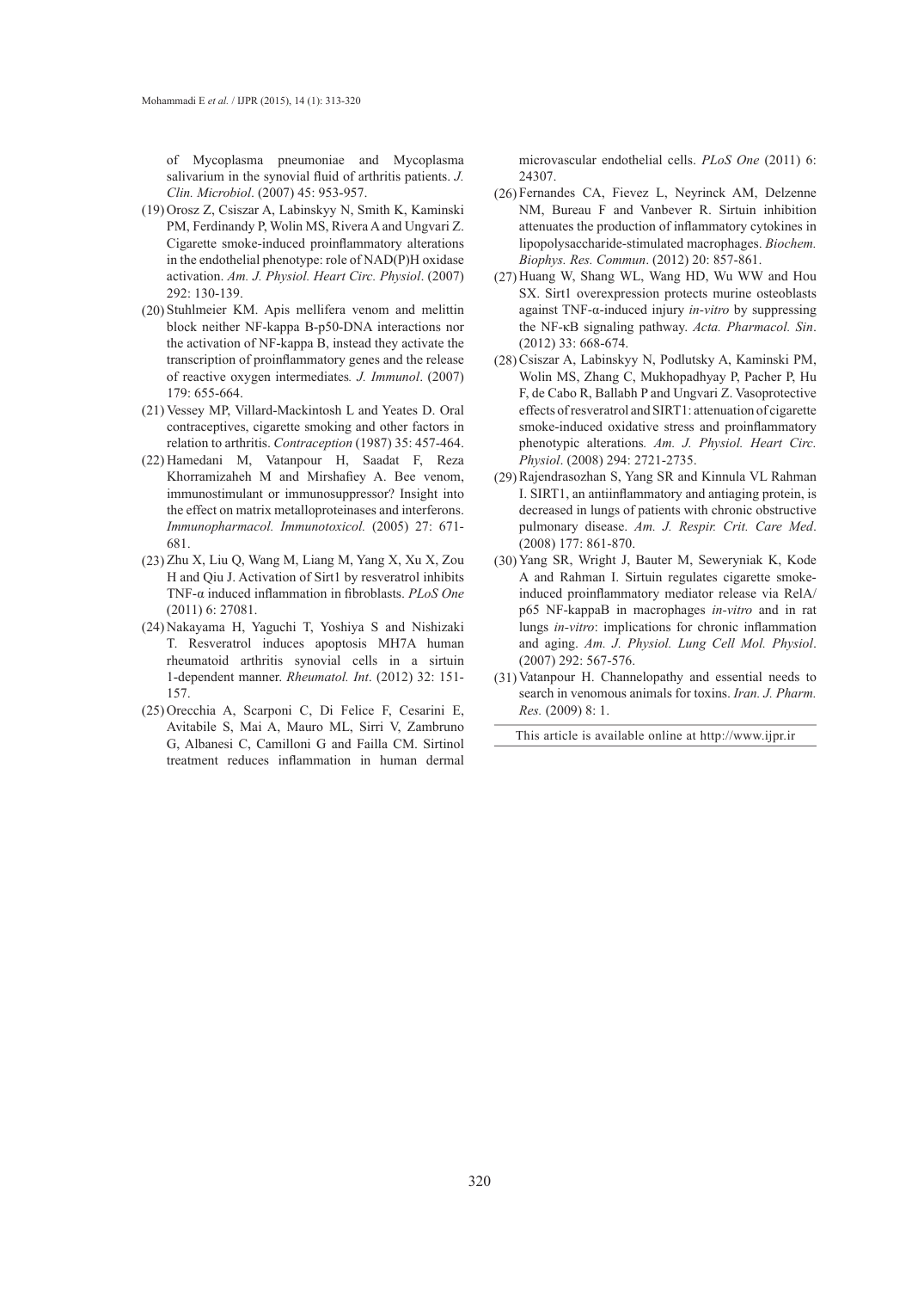of Mycoplasma pneumoniae and Mycoplasma salivarium in the synovial fluid of arthritis patients. *J. Clin. Microbiol*. (2007) 45: 953-957.

(19) Orosz Z, Csiszar A, Labinskyy N, Smith K, Kaminski PM, Ferdinandy P, Wolin MS, Rivera A and Ungvari Z. Cigarette smoke-induced proinflammatory alterations in the endothelial phenotype: role of NAD(P)H oxidase activation. *Am. J. Physiol. Heart Circ. Physiol*. (2007) 292: 130-139.

(20) Stuhlmeier KM. Apis mellifera venom and melittin block neither NF-kappa B-p50-DNA interactions nor the activation of NF-kappa B, instead they activate the transcription of proinflammatory genes and the release of reactive oxygen intermediates*. J. Immunol*. (2007) 179: 655-664.

(21) Vessey MP, Villard-Mackintosh L and Yeates D. Oral contraceptives, cigarette smoking and other factors in relation to arthritis. *Contraception* (1987) 35: 457-464.

(22) Hamedani M, Vatanpour H, Saadat F, Reza Khorramizaheh M and Mirshafiey A. Bee venom, immunostimulant or immunosuppressor? Insight into the effect on matrix metalloproteinases and interferons. *Immunopharmacol. Immunotoxicol.* (2005) 27: 671-681.

(23) Zhu X, Liu Q, Wang M, Liang M, Yang X, Xu X, Zou H and Qiu J. Activation of Sirt1 by resveratrol inhibits TNF-α induced inflammation in fibroblasts. *PLoS One* (2011) 6: 27081.

(24) Nakayama H, Yaguchi T, Yoshiya S and Nishizaki T. Resveratrol induces apoptosis MH7A human rheumatoid arthritis synovial cells in a sirtuin 1-dependent manner. *Rheumatol. Int*. (2012) 32: 151-157.

(25) Orecchia A, Scarponi C, Di Felice F, Cesarini E, Avitabile S, Mai A, Mauro ML, Sirri V, Zambruno G, Albanesi C, Camilloni G and Failla CM. Sirtinol treatment reduces inflammation in human dermal microvascular endothelial cells. *PLoS One* (2011) 6: 24307.

(26) Fernandes CA, Fievez L, Neyrinck AM, Delzenne NM, Bureau F and Vanbever R. Sirtuin inhibition attenuates the production of inflammatory cytokines in lipopolysaccharide-stimulated macrophages. *Biochem. Biophys. Res. Commun*. (2012) 20: 857-861.

(27) Huang W, Shang WL, Wang HD, Wu WW and Hou SX. Sirt1 overexpression protects murine osteoblasts against TNF-α-induced injury *in-vitro* by suppressing the NF-κB signaling pathway. *Acta. Pharmacol. Sin*. (2012) 33: 668-674.

(28) Csiszar A, Labinskyy N, Podlutsky A, Kaminski PM, Wolin MS, Zhang C, Mukhopadhyay P, Pacher P, Hu F, de Cabo R, Ballabh P and Ungvari Z. Vasoprotective effects of resveratrol and SIRT1: attenuation of cigarette smoke-induced oxidative stress and proinflammatory phenotypic alterations*. Am. J. Physiol. Heart Circ. Physiol*. (2008) 294: 2721-2735.

(29) Rajendrasozhan S, Yang SR and Kinnula VL Rahman I. SIRT1, an antiinflammatory and antiaging protein, is decreased in lungs of patients with chronic obstructive pulmonary disease. *Am. J. Respir. Crit. Care Med*. (2008) 177: 861-870.

(30) Yang SR, Wright J, Bauter M, Seweryniak K, Kode A and Rahman I. Sirtuin regulates cigarette smoke-induced proinflammatory mediator release via RelA/p65 NF-kappaB in macrophages *in-vitro* and in rat lungs *in-vitro*: implications for chronic inflammation and aging. *Am. J. Physiol. Lung Cell Mol. Physiol*. (2007) 292: 567-576.

(31) Vatanpour H. Channelopathy and essential needs to search in venomous animals for toxins. *Iran. J. Pharm. Res.* (2009) 8: 1.

This article is available online at http://www.ijpr.ir